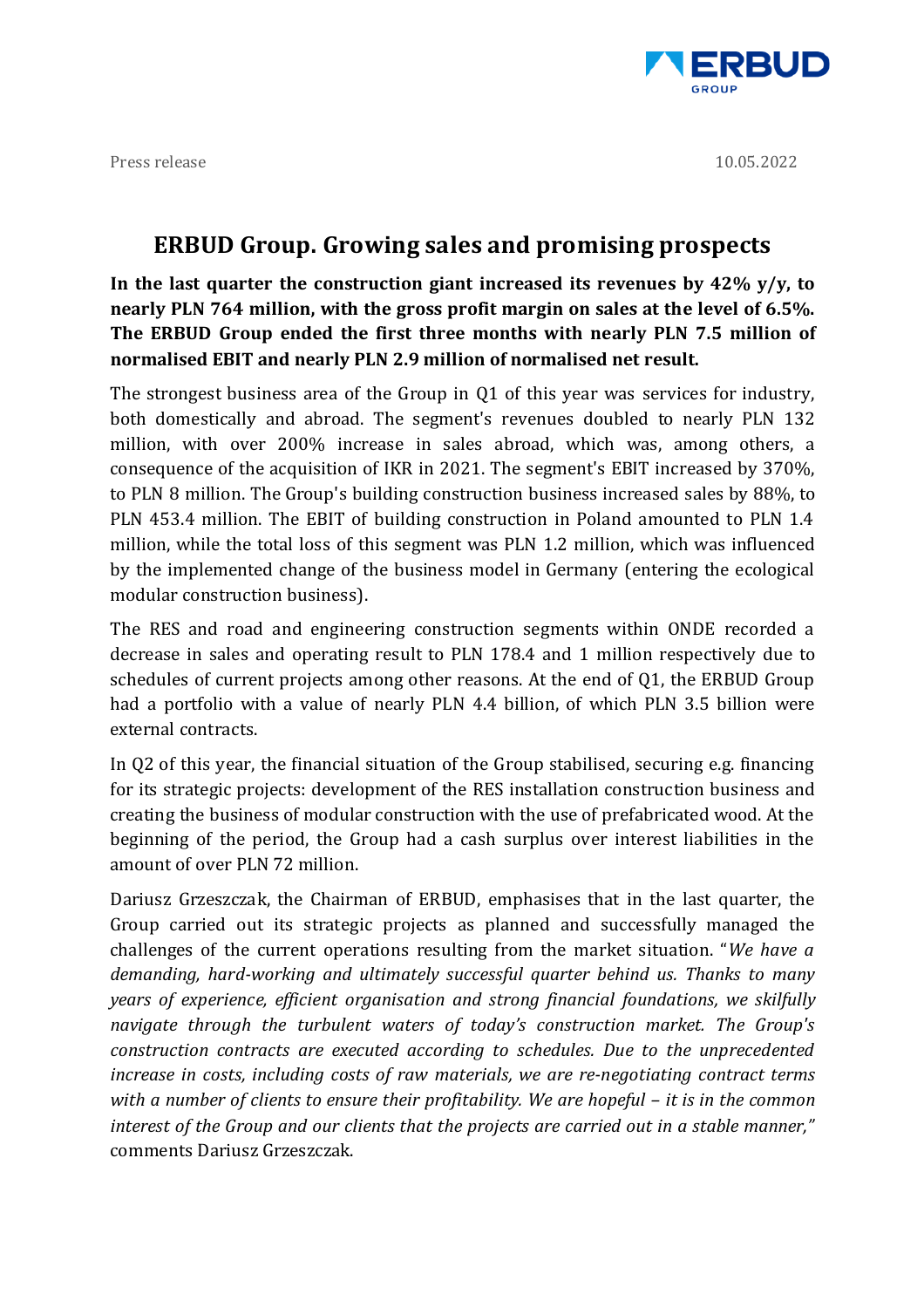Press release 10.05.2022

# ERBUD Group. Growing sales and promising prospects

**In the last quarter the construction giant increased its revenues by 42% y/y, to nearly PLN 764 million, with the gross profit margin on sales at the level of 6.5%. The ERBUD Group ended the first three months with nearly PLN 7.5 million of normalised EBIT and nearly PLN 2.9 million of normalised net result.**

The strongest business area of the Group in Q1 of this year was services for industry, both domestically and abroad. The segment's revenues doubled to nearly PLN 132 million, with over 200% increase in sales abroad, which was, among others, a consequence of the acquisition of IKR in 2021. The segment's EBIT increased by 370%, to PLN 8 million. The Group's building construction business increased sales by 88%, to PLN 453.4 million. The EBIT of building construction in Poland amounted to PLN 1.4 million, while the total loss of this segment was PLN 1.2 million, which was influenced by the implemented change of the business model in Germany (entering the ecological modular construction business).

The RES and road and engineering construction segments within ONDE recorded a decrease in sales and operating result to PLN 178.4 and 1 million respectively due to schedules of current projects among other reasons. At the end of Q1, the ERBUD Group had a portfolio with a value of nearly PLN 4.4 billion, of which PLN 3.5 billion were external contracts.

In Q2 of this year, the financial situation of the Group stabilised, securing e.g. financing for its strategic projects: development of the RES installation construction business and creating the business of modular construction with the use of prefabricated wood. At the beginning of the period, the Group had a cash surplus over interest liabilities in the amount of over PLN 72 million.

Dariusz Grzeszczak, the Chairman of ERBUD, emphasises that in the last quarter, the Group carried out its strategic projects as planned and successfully managed the challenges of the current operations resulting from the market situation. "*We have a demanding, hard-working and ultimately successful quarter behind us. Thanks to many years of experience, efficient organisation and strong financial foundations, we skilfully navigate through the turbulent waters of today's construction market. The Group's construction contracts are executed according to schedules. Due to the unprecedented increase in costs, including costs of raw materials, we are re-negotiating contract terms with a number of clients to ensure their profitability. We are hopeful – it is in the common interest of the Group and our clients that the projects are carried out in a stable manner,*" comments Dariusz Grzeszczak.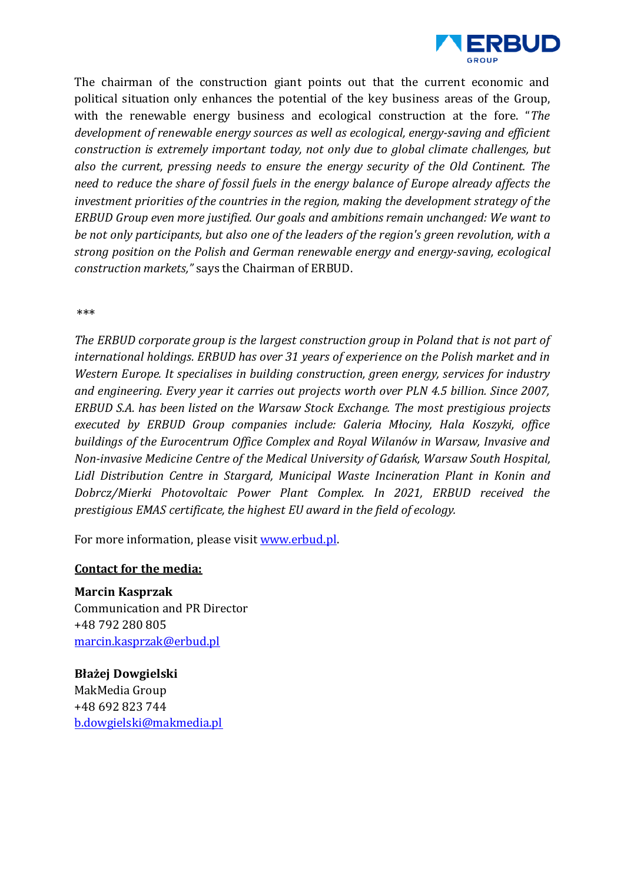The chairman of the construction giant points out that the current economic and political situation only enhances the potential of the key business areas of the Group, with the renewable energy business and ecological construction at the fore. "*The development of renewable energy sources as well as ecological, energy-saving and efficient construction is extremely important today, not only due to global climate challenges, but also the current, pressing needs to ensure the energy security of the Old Continent. The need to reduce the share of fossil fuels in the energy balance of Europe already affects the investment priorities of the countries in the region, making the development strategy of the ERBUD Group even more justified. Our goals and ambitions remain unchanged: We want to be not only participants, but also one of the leaders of the region's green revolution, with a strong position on the Polish and German renewable energy and energy-saving, ecological construction markets,"* says the Chairman of ERBUD.

***

*The ERBUD corporate group is the largest construction group in Poland that is not part of international holdings. ERBUD has over 31 years of experience on the Polish market and in Western Europe. It specialises in building construction, green energy, services for industry and engineering. Every year it carries out projects worth over PLN 4.5 billion. Since 2007, ERBUD S.A. has been listed on the Warsaw Stock Exchange. The most prestigious projects executed by ERBUD Group companies include: Galeria Młociny, Hala Koszyki, office buildings of the Eurocentrum Office Complex and Royal Wilanów in Warsaw, Invasive and Non-invasive Medicine Centre of the Medical University of Gdańsk, Warsaw South Hospital, Lidl Distribution Centre in Stargard, Municipal Waste Incineration Plant in Konin and Dobrcz/Mierki Photovoltaic Power Plant Complex. In 2021, ERBUD received the prestigious EMAS certificate, the highest EU award in the field of ecology.*

For more information, please visit [www.erbud.pl](http://www.erbud.pl).

**Contact for the media:**

**Marcin Kasprzak**
Communication and PR Director
+48 792 280 805
[marcin.kasprzak@erbud.pl](mailto:marcin.kasprzak@erbud.pl)

**Błażej Dowgielski**
MakMedia Group
+48 692 823 744
[b.dowgielski@makmedia.pl](mailto:b.dowgielski@makmedia.pl)